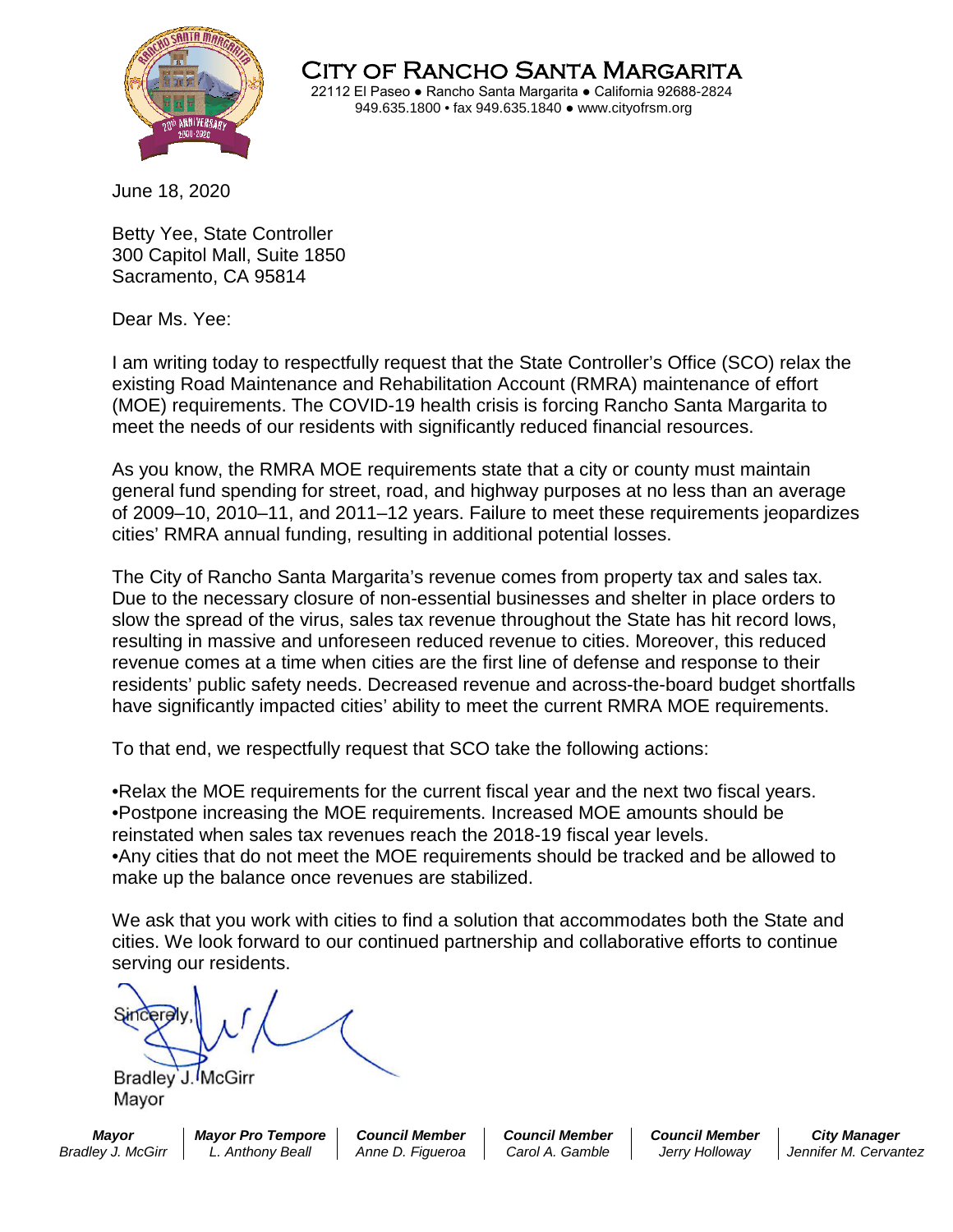# City of Rancho Santa Margarita

22112 El Paseo ● Rancho Santa Margarita ● California 92688-2824
949.635.1800 • fax 949.635.1840 ● www.cityofrsm.org

June 18, 2020

Betty Yee, State Controller
300 Capitol Mall, Suite 1850
Sacramento, CA 95814

Dear Ms. Yee:

I am writing today to respectfully request that the State Controller's Office (SCO) relax the existing Road Maintenance and Rehabilitation Account (RMRA) maintenance of effort (MOE) requirements. The COVID-19 health crisis is forcing Rancho Santa Margarita to meet the needs of our residents with significantly reduced financial resources.

As you know, the RMRA MOE requirements state that a city or county must maintain general fund spending for street, road, and highway purposes at no less than an average of 2009–10, 2010–11, and 2011–12 years. Failure to meet these requirements jeopardizes cities' RMRA annual funding, resulting in additional potential losses.

The City of Rancho Santa Margarita's revenue comes from property tax and sales tax. Due to the necessary closure of non-essential businesses and shelter in place orders to slow the spread of the virus, sales tax revenue throughout the State has hit record lows, resulting in massive and unforeseen reduced revenue to cities. Moreover, this reduced revenue comes at a time when cities are the first line of defense and response to their residents' public safety needs. Decreased revenue and across-the-board budget shortfalls have significantly impacted cities' ability to meet the current RMRA MOE requirements.

To that end, we respectfully request that SCO take the following actions:

- Relax the MOE requirements for the current fiscal year and the next two fiscal years.
- Postpone increasing the MOE requirements. Increased MOE amounts should be reinstated when sales tax revenues reach the 2018-19 fiscal year levels.
- Any cities that do not meet the MOE requirements should be tracked and be allowed to make up the balance once revenues are stabilized.

We ask that you work with cities to find a solution that accommodates both the State and cities. We look forward to our continued partnership and collaborative efforts to continue serving our residents.

Sincerely,

Bradley J. McGirr
Mayor

| *Mayor* | *Mayor Pro Tempore* | *Council Member* | *Council Member* | *Council Member* | *City Manager* |
|---|---|---|---|---|---|
| *Bradley J. McGirr* | *L. Anthony Beall* | *Anne D. Figueroa* | *Carol A. Gamble* | *Jerry Holloway* | *Jennifer M. Cervantez* |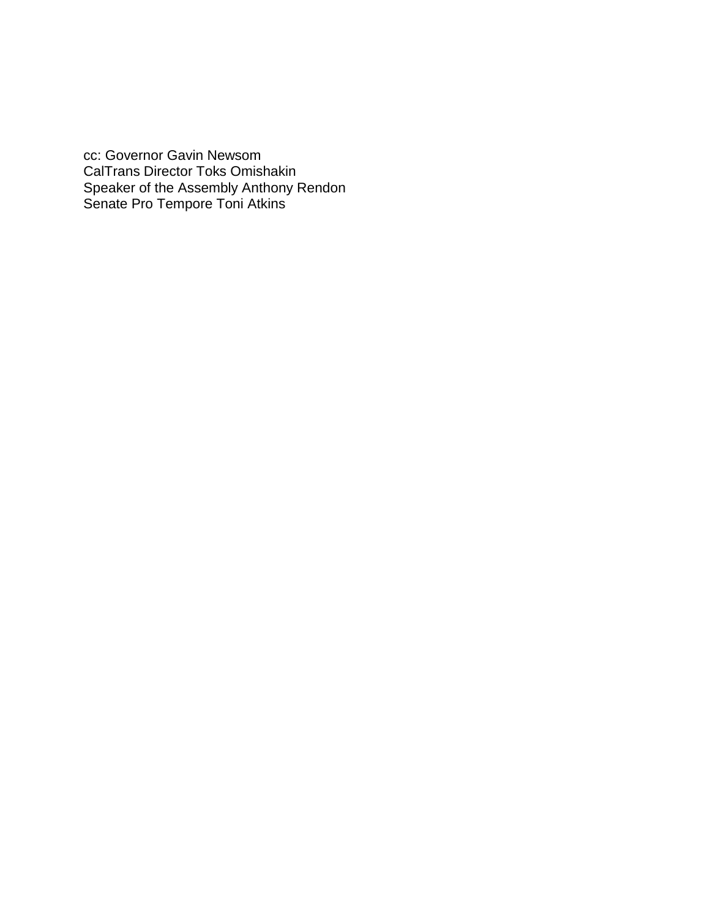cc: Governor Gavin Newsom
CalTrans Director Toks Omishakin
Speaker of the Assembly Anthony Rendon
Senate Pro Tempore Toni Atkins